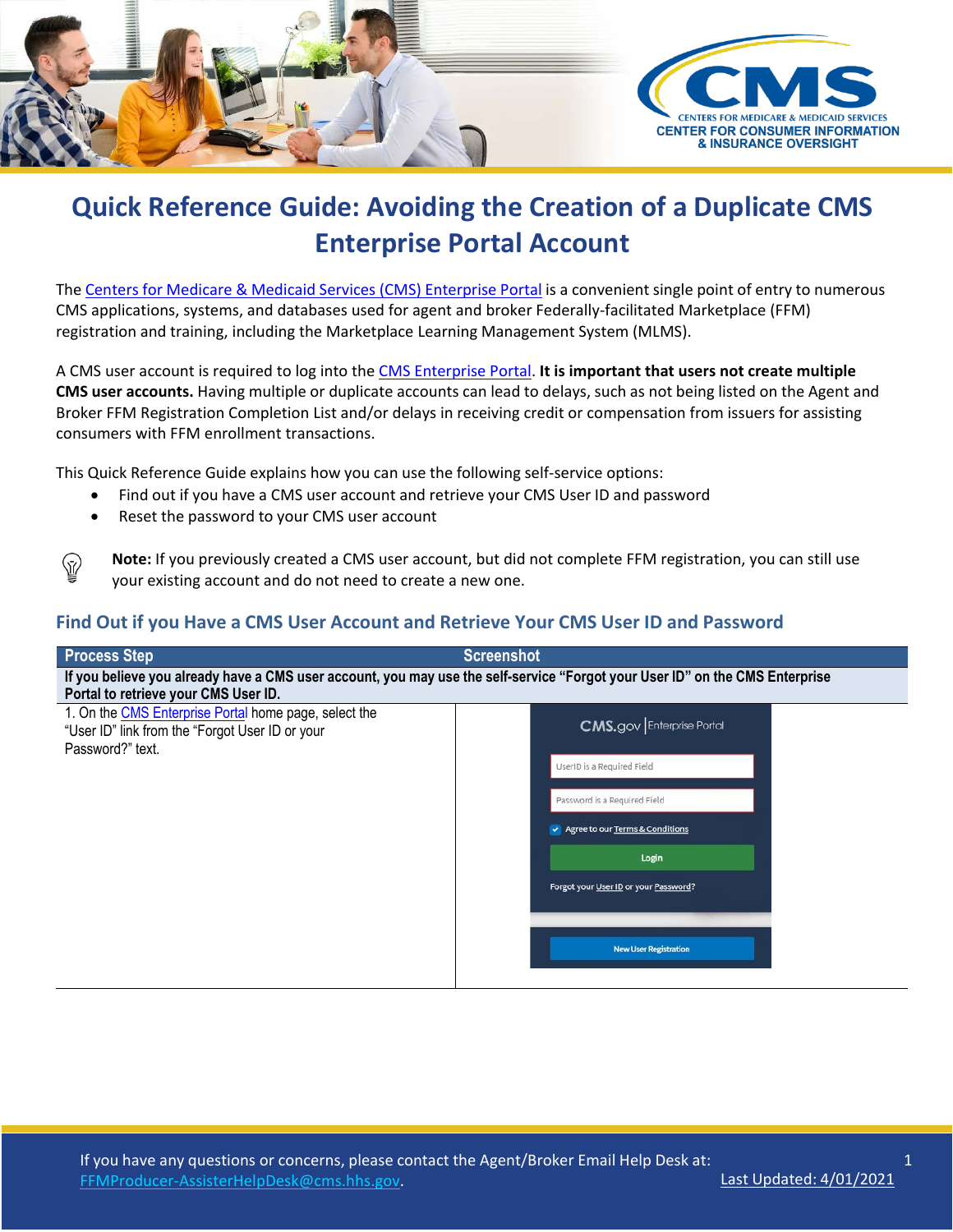# Quick Reference Guide: Avoiding the Creation of a Duplicate CMS Enterprise Portal Account

The Centers for Medicare & Medicaid Services (CMS) Enterprise Portal is a convenient single point of entry to numerous CMS applications, systems, and databases used for agent and broker Federally-facilitated Marketplace (FFM) registration and training, including the Marketplace Learning Management System (MLMS).

A CMS user account is required to log into the CMS Enterprise Portal. **It is important that users not create multiple CMS user accounts.** Having multiple or duplicate accounts can lead to delays, such as not being listed on the Agent and Broker FFM Registration Completion List and/or delays in receiving credit or compensation from issuers for assisting consumers with FFM enrollment transactions.

This Quick Reference Guide explains how you can use the following self-service options:

- Find out if you have a CMS user account and retrieve your CMS User ID and password
- Reset the password to your CMS user account

**Note:** If you previously created a CMS user account, but did not complete FFM registration, you can still use your existing account and do not need to create a new one.

## Find Out if you Have a CMS User Account and Retrieve Your CMS User ID and Password

| Process Step | Screenshot |
| --- | --- |
| **If you believe you already have a CMS user account, you may use the self-service "Forgot your User ID" on the CMS Enterprise Portal to retrieve your CMS User ID.** | |
| 1. On the CMS Enterprise Portal home page, select the "User ID" link from the "Forgot User ID or your Password?" text. | CMS.gov \| Enterprise Portal<br>UserID is a Required Field<br>Password is a Required Field<br>Agree to our Terms & Conditions<br>Login<br>Forgot your User ID or your Password?<br>New User Registration |

If you have any questions or concerns, please contact the Agent/Broker Email Help Desk at: FFMProducer-AssisterHelpDesk@cms.hhs.gov.

Last Updated: 4/01/2021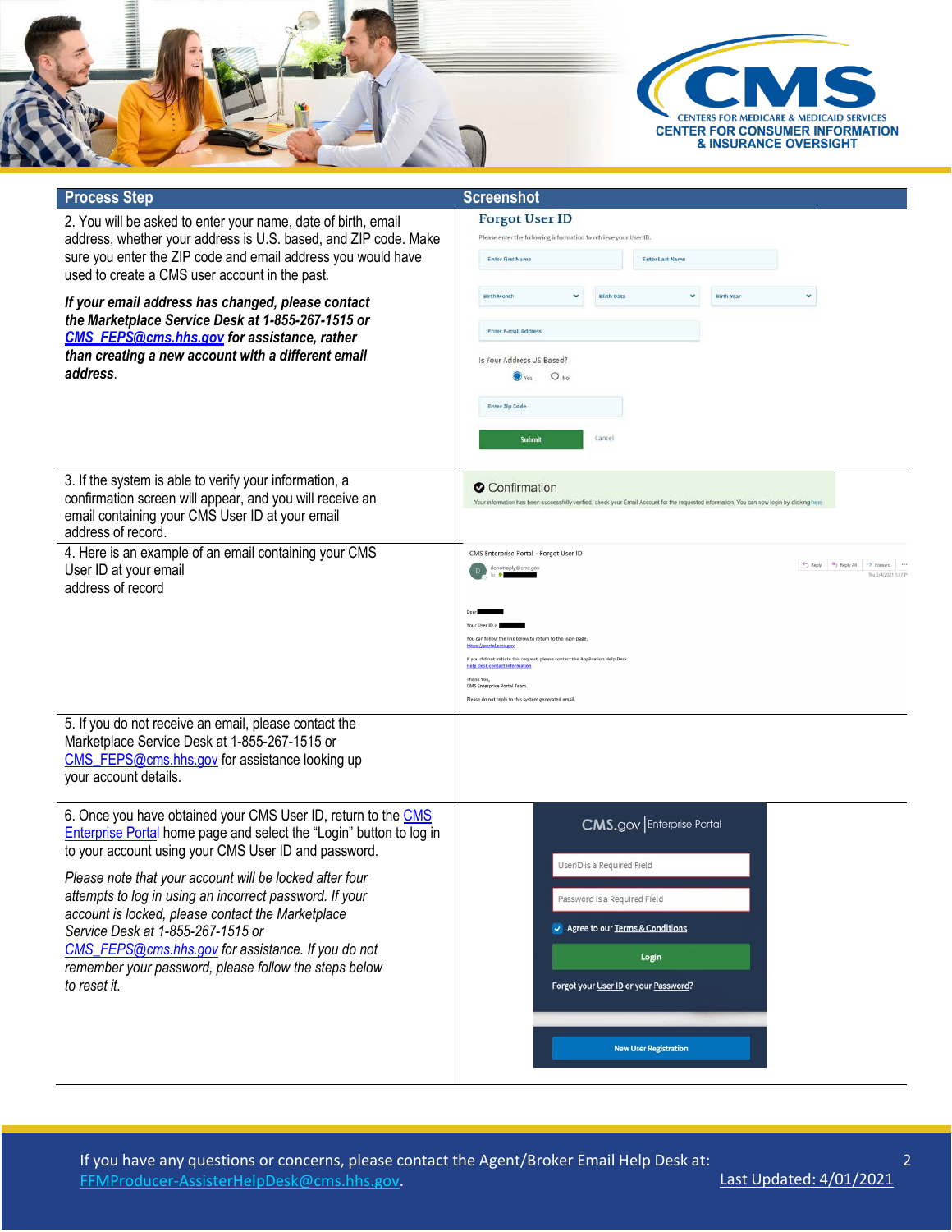| Process Step | Screenshot |
|---|---|
| 2. You will be asked to enter your name, date of birth, email address, whether your address is U.S. based, and ZIP code. Make sure you enter the ZIP code and email address you would have used to create a CMS user account in the past. ***If your email address has changed, please contact the Marketplace Service Desk at 1-855-267-1515 or [CMS_FEPS@cms.hhs.gov](mailto:CMS_FEPS@cms.hhs.gov) for assistance, rather than creating a new account with a different email address***. | Forgot User ID<br>Please enter the following information to retrieve your User ID.<br>Enter First Name / Enter Last Name<br>Birth Month / Birth Date / Birth Year<br>Enter E-mail Address<br>Is Your Address US Based? Yes / No<br>Enter Zip Code<br>Submit / Cancel |
| 3. If the system is able to verify your information, a confirmation screen will appear, and you will receive an email containing your CMS User ID at your email address of record. | Confirmation<br>Your information has been successfully verified, check your Email Account for the requested information. You can now login by clicking here |
| 4. Here is an example of an email containing your CMS User ID at your email address of record | CMS Enterprise Portal - Forgot User ID<br>donotreply@cms.gov<br>Dear<br>Your User ID is<br>You can follow the link below to return to the login page.<br>https://portal.cms.gov<br>If you did not initiate this request, please contact the Application Help Desk.<br>Help Desk contact information<br>Thank You,<br>CMS Enterprise Portal Team.<br>Please do not reply to this system generated email. |
| 5. If you do not receive an email, please contact the Marketplace Service Desk at 1-855-267-1515 or [CMS_FEPS@cms.hhs.gov](mailto:CMS_FEPS@cms.hhs.gov) for assistance looking up your account details. | |
| 6. Once you have obtained your CMS User ID, return to the [CMS Enterprise Portal](https://portal.cms.gov) home page and select the "Login" button to log in to your account using your CMS User ID and password. *Please note that your account will be locked after four attempts to log in using an incorrect password. If your account is locked, please contact the Marketplace Service Desk at 1-855-267-1515 or [CMS_FEPS@cms.hhs.gov](mailto:CMS_FEPS@cms.hhs.gov) for assistance. If you do not remember your password, please follow the steps below to reset it.* | CMS.gov \| Enterprise Portal<br>UserID is a Required Field<br>Password is a Required Field<br>Agree to our Terms & Conditions<br>Login<br>Forgot your User ID or your Password?<br>New User Registration |

If you have any questions or concerns, please contact the Agent/Broker Email Help Desk at: [FFMProducer-AssisterHelpDesk@cms.hhs.gov](mailto:FFMProducer-AssisterHelpDesk@cms.hhs.gov).

Last Updated: 4/01/2021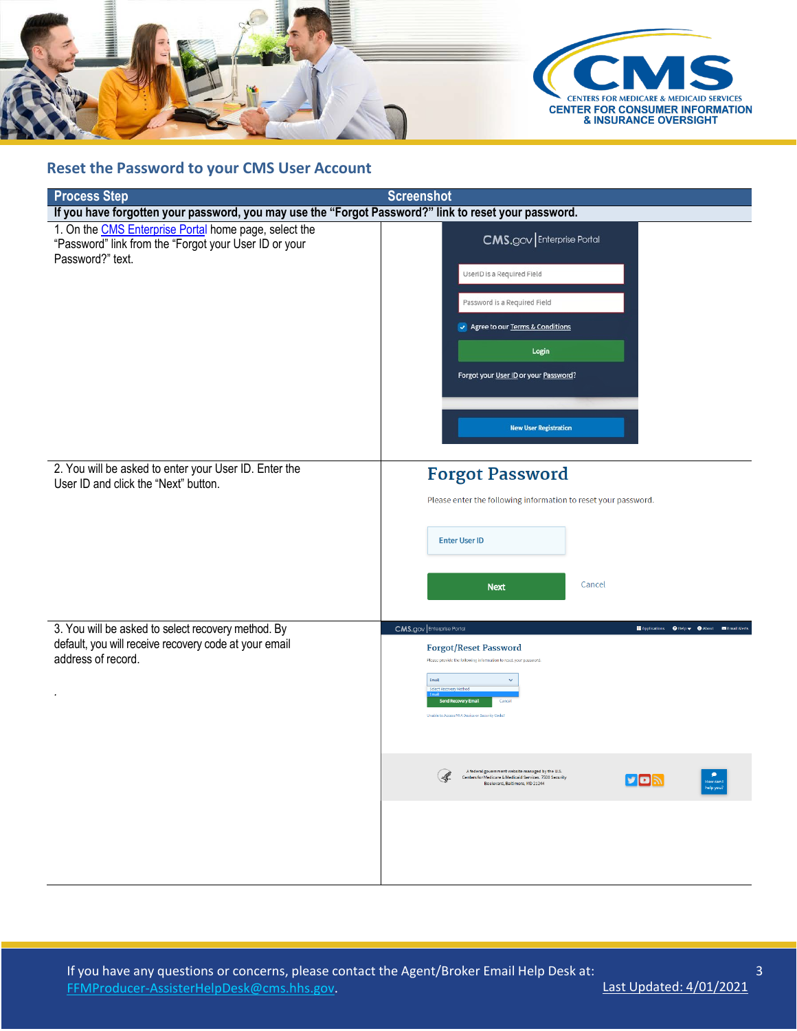## Reset the Password to your CMS User Account

| Process Step | Screenshot |
|---|---|
| **If you have forgotten your password, you may use the "Forgot Password?" link to reset your password.** | |
| 1. On the CMS Enterprise Portal home page, select the "Password" link from the "Forgot your User ID or your Password?" text. | |
| 2. You will be asked to enter your User ID. Enter the User ID and click the "Next" button. | |
| 3. You will be asked to select recovery method. By default, you will receive recovery code at your email address of record. | |

If you have any questions or concerns, please contact the Agent/Broker Email Help Desk at: FFMProducer-AssisterHelpDesk@cms.hhs.gov.

Last Updated: 4/01/2021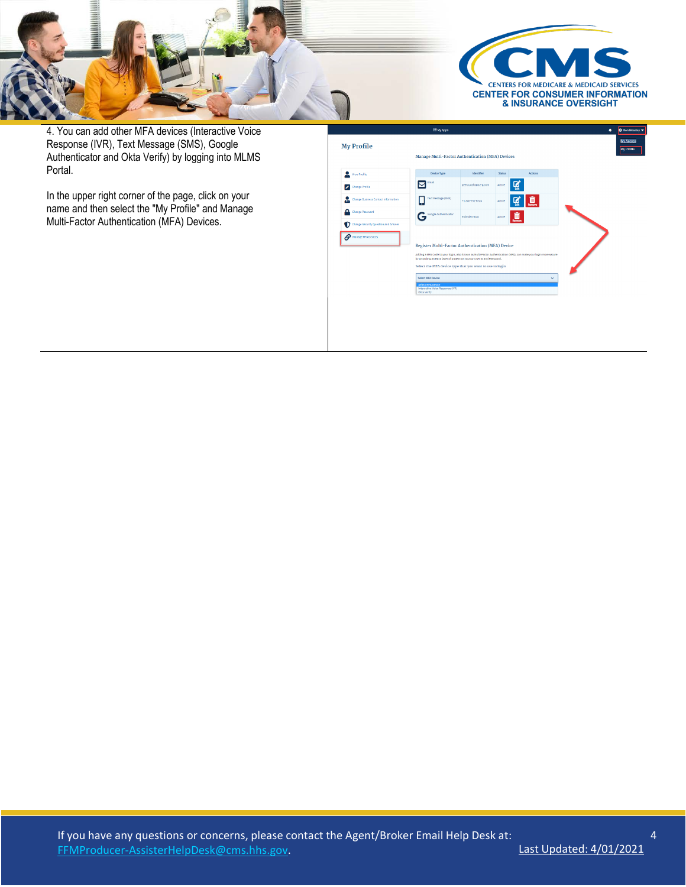4. You can add other MFA devices (Interactive Voice Response (IVR), Text Message (SMS), Google Authenticator and Okta Verify) by logging into MLMS Portal.

In the upper right corner of the page, click on your name and then select the "My Profile" and Manage Multi-Factor Authentication (MFA) Devices.

If you have any questions or concerns, please contact the Agent/Broker Email Help Desk at: FFMProducer-AssisterHelpDesk@cms.hhs.gov.

Last Updated: 4/01/2021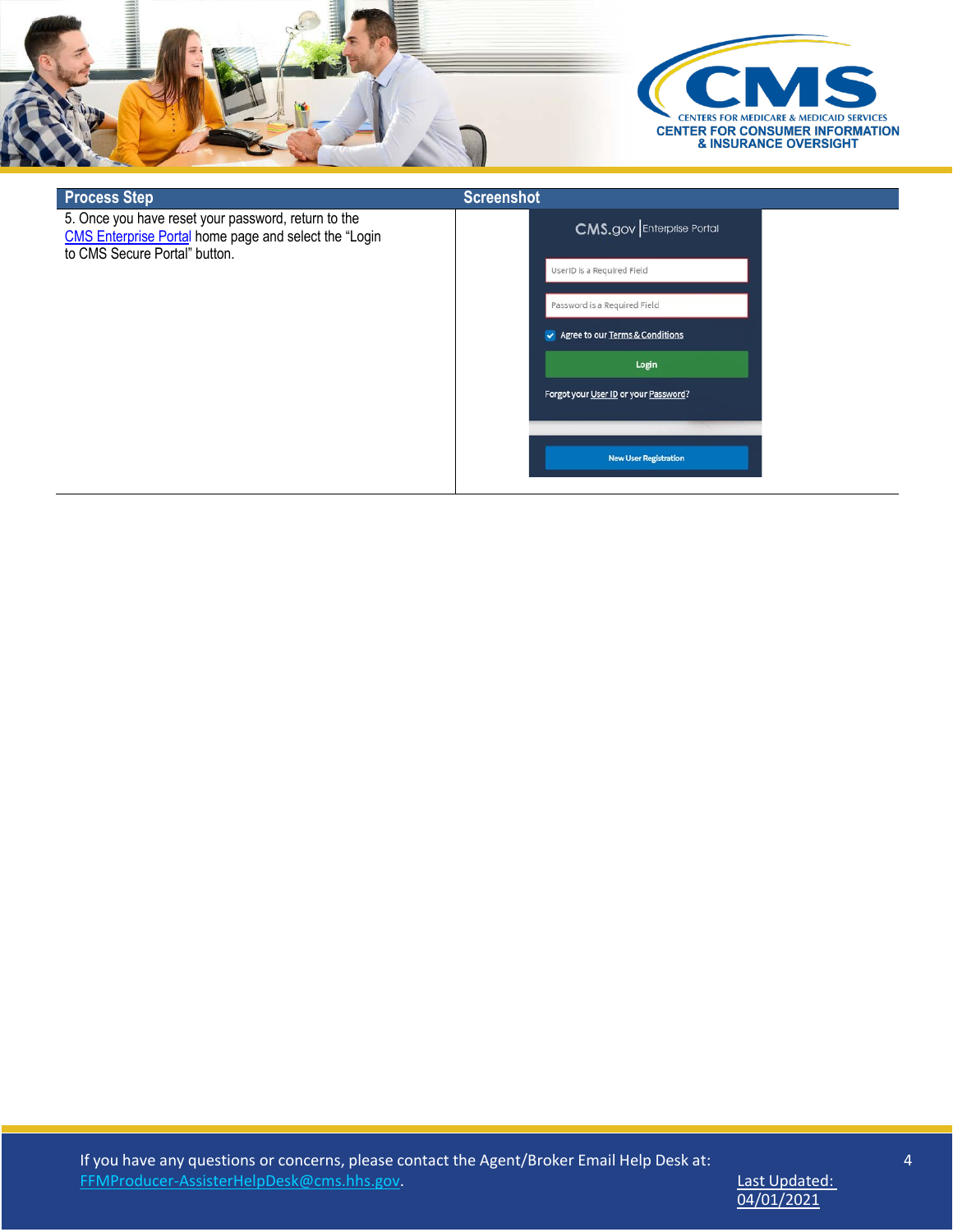| Process Step | Screenshot |
|---|---|
| 5. Once you have reset your password, return to the CMS Enterprise Portal home page and select the "Login to CMS Secure Portal" button. | CMS.gov Enterprise Portal<br>UserID is a Required Field<br>Password is a Required Field<br>Agree to our Terms & Conditions<br>Login<br>Forgot your User ID or your Password?<br>New User Registration |

If you have any questions or concerns, please contact the Agent/Broker Email Help Desk at: FFMProducer-AssisterHelpDesk@cms.hhs.gov.

Last Updated: 04/01/2021